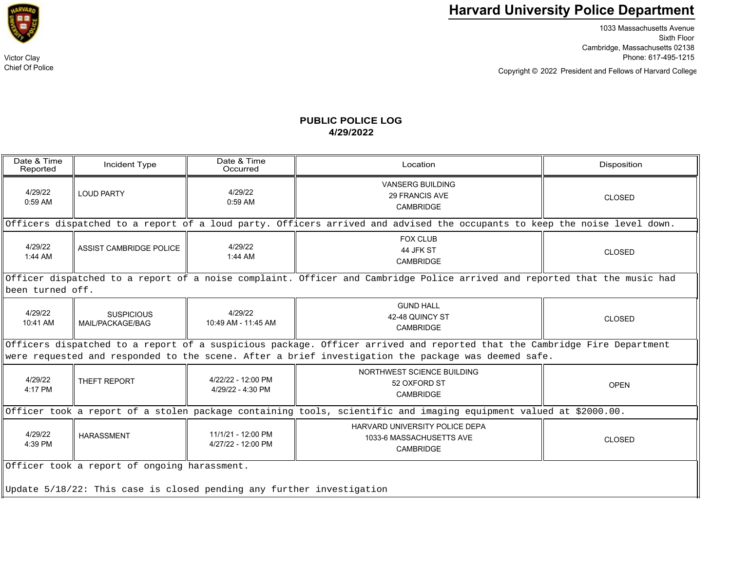# Harvard University Police Department

1033 Massachusetts Avenue
Sixth Floor
Cambridge, Massachusetts 02138
Phone: 617-495-1215

Copyright © 2022 President and Fellows of Harvard College

Victor Clay
Chief Of Police

## PUBLIC POLICE LOG
## 4/29/2022

| Date & Time Reported | Incident Type | Date & Time Occurred | Location | Disposition |
|---|---|---|---|---|
| 4/29/22 0:59 AM | LOUD PARTY | 4/29/22 0:59 AM | VANSERG BUILDING 29 FRANCIS AVE CAMBRIDGE | CLOSED |
| Officers dispatched to a report of a loud party. Officers arrived and advised the occupants to keep the noise level down. | | | | |
| 4/29/22 1:44 AM | ASSIST CAMBRIDGE POLICE | 4/29/22 1:44 AM | FOX CLUB 44 JFK ST CAMBRIDGE | CLOSED |
| Officer dispatched to a report of a noise complaint. Officer and Cambridge Police arrived and reported that the music had been turned off. | | | | |
| 4/29/22 10:41 AM | SUSPICIOUS MAIL/PACKAGE/BAG | 4/29/22 10:49 AM - 11:45 AM | GUND HALL 42-48 QUINCY ST CAMBRIDGE | CLOSED |
| Officers dispatched to a report of a suspicious package. Officer arrived and reported that the Cambridge Fire Department were requested and responded to the scene. After a brief investigation the package was deemed safe. | | | | |
| 4/29/22 4:17 PM | THEFT REPORT | 4/22/22 - 12:00 PM 4/29/22 - 4:30 PM | NORTHWEST SCIENCE BUILDING 52 OXFORD ST CAMBRIDGE | OPEN |
| Officer took a report of a stolen package containing tools, scientific and imaging equipment valued at $2000.00. | | | | |
| 4/29/22 4:39 PM | HARASSMENT | 11/1/21 - 12:00 PM 4/27/22 - 12:00 PM | HARVARD UNIVERSITY POLICE DEPA 1033-6 MASSACHUSETTS AVE CAMBRIDGE | CLOSED |
| Officer took a report of ongoing harassment. Update 5/18/22: This case is closed pending any further investigation | | | | |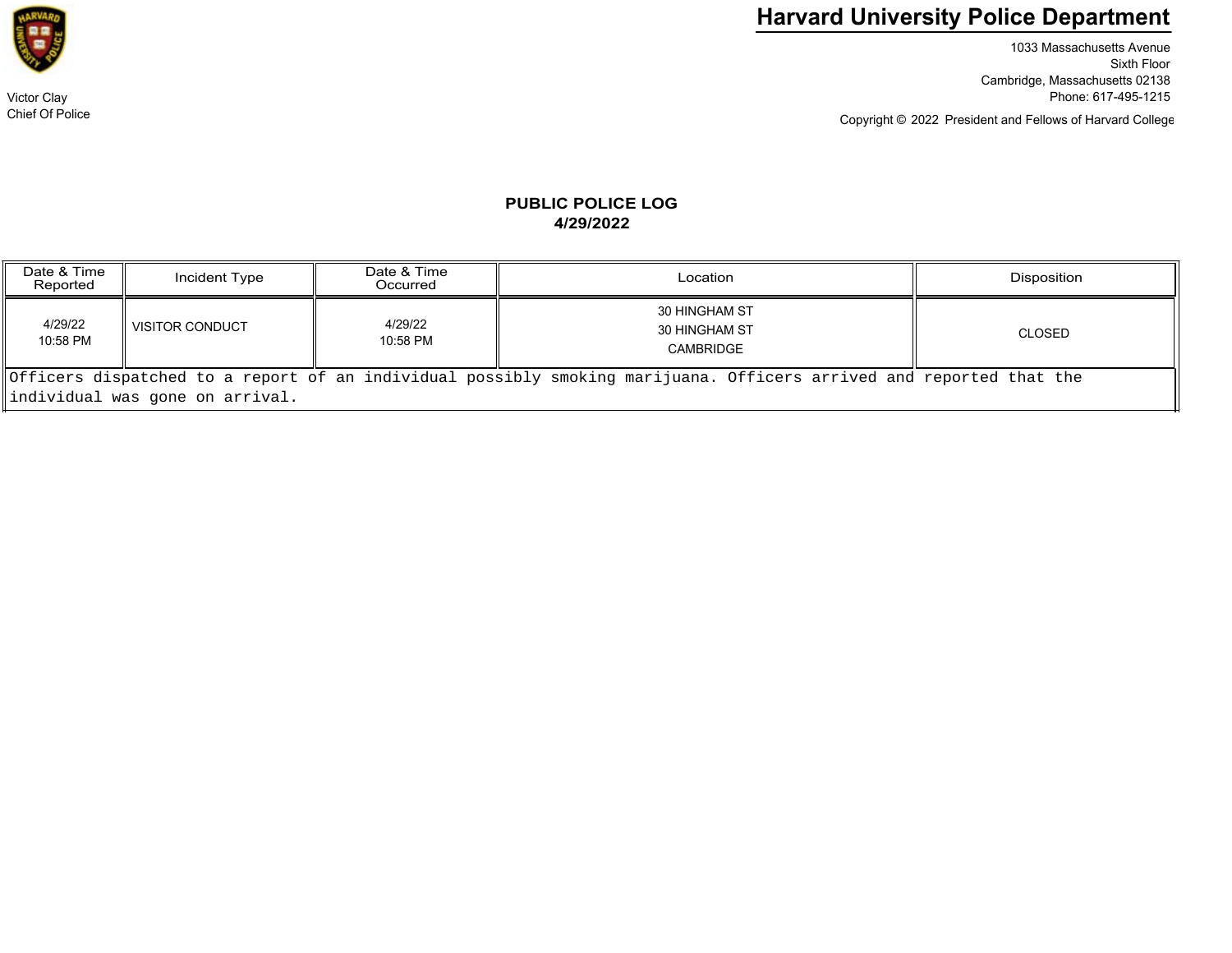Victor Clay
Chief Of Police

# Harvard University Police Department

1033 Massachusetts Avenue
Sixth Floor
Cambridge, Massachusetts 02138
Phone: 617-495-1215

Copyright © 2022 President and Fellows of Harvard College

## PUBLIC POLICE LOG
## 4/29/2022

| Date & Time Reported | Incident Type | Date & Time Occurred | Location | Disposition |
|---|---|---|---|---|
| 4/29/22 10:58 PM | VISITOR CONDUCT | 4/29/22 10:58 PM | 30 HINGHAM ST<br>30 HINGHAM ST<br>CAMBRIDGE | CLOSED |
| Officers dispatched to a report of an individual possibly smoking marijuana. Officers arrived and reported that the individual was gone on arrival. | | | | |